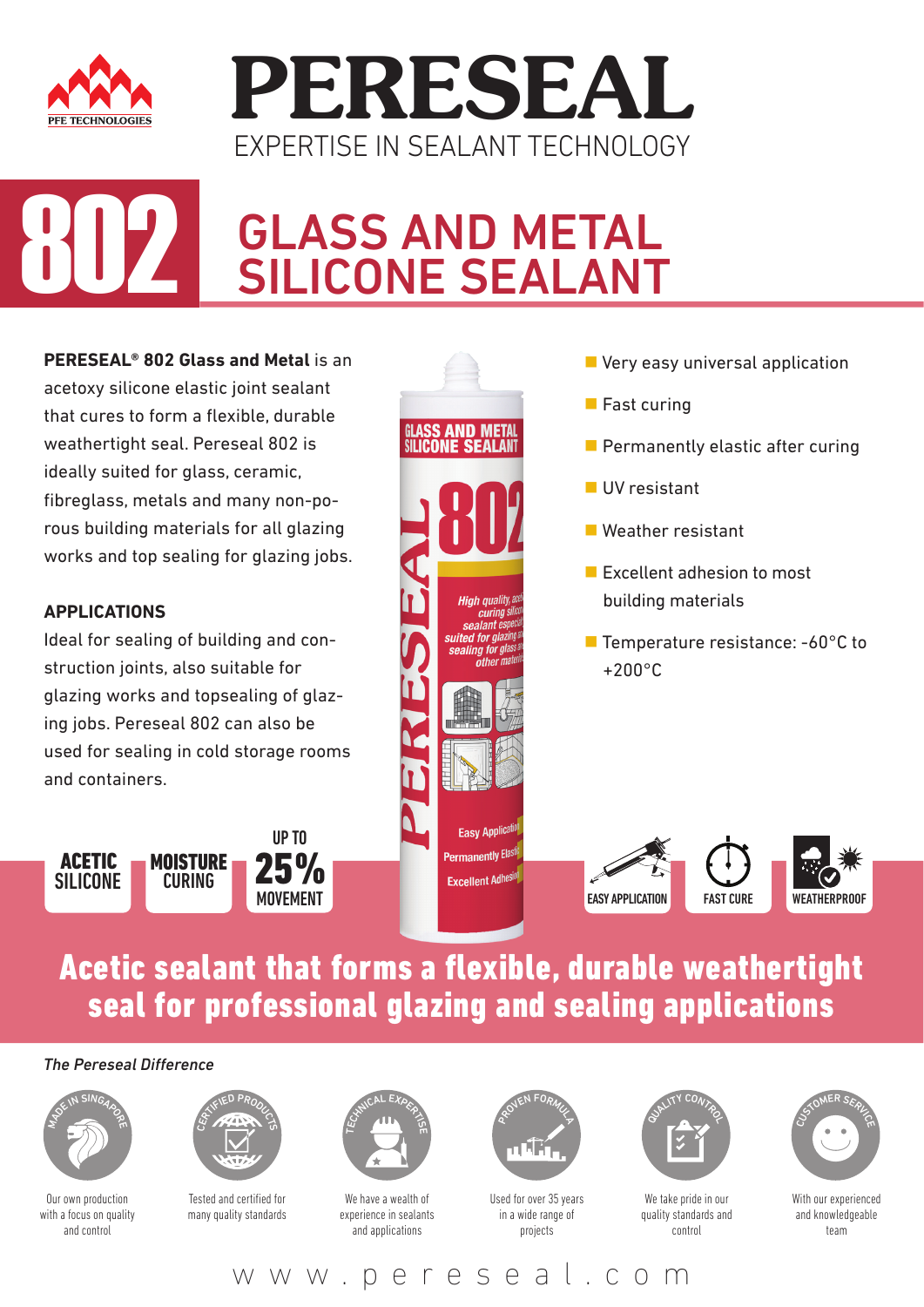# PERESEAL

EXPERTISE IN SEALANT TECHNOLOGY

# 802 GLASS AND METAL SILICONE SEALANT

**PERESEAL® 802 Glass and Metal** is an acetoxy silicone elastic joint sealant that cures to form a flexible, durable weathertight seal. Pereseal 802 is ideally suited for glass, ceramic, fibreglass, metals and many non-porous building materials for all glazing works and top sealing for glazing jobs.

### APPLICATIONS

Ideal for sealing of building and construction joints, also suitable for glazing works and topsealing of glazing jobs. Pereseal 802 can also be used for sealing in cold storage rooms and containers.

- Very easy universal application
- Fast curing
- Permanently elastic after curing
- UV resistant
- Weather resistant
- Excellent adhesion to most building materials
- Temperature resistance: -60°C to +200°C

ACETIC SILICONE | MOISTURE CURING | UP TO 25% MOVEMENT

EASY APPLICATION | FAST CURE | WEATHERPROOF

## Acetic sealant that forms a flexible, durable weathertight seal for professional glazing and sealing applications

*The Pereseal Difference*

- **Made in Singapore** – Our own production with a focus on quality and control
- **Certified Products** – Tested and certified for many quality standards
- **Technical Expertise** – We have a wealth of experience in sealants and applications
- **Proven Formula** – Used for over 35 years in a wide range of projects
- **Quality Control** – We take pride in our quality standards and control
- **Customer Service** – With our experienced and knowledgeable team

www.pereseal.com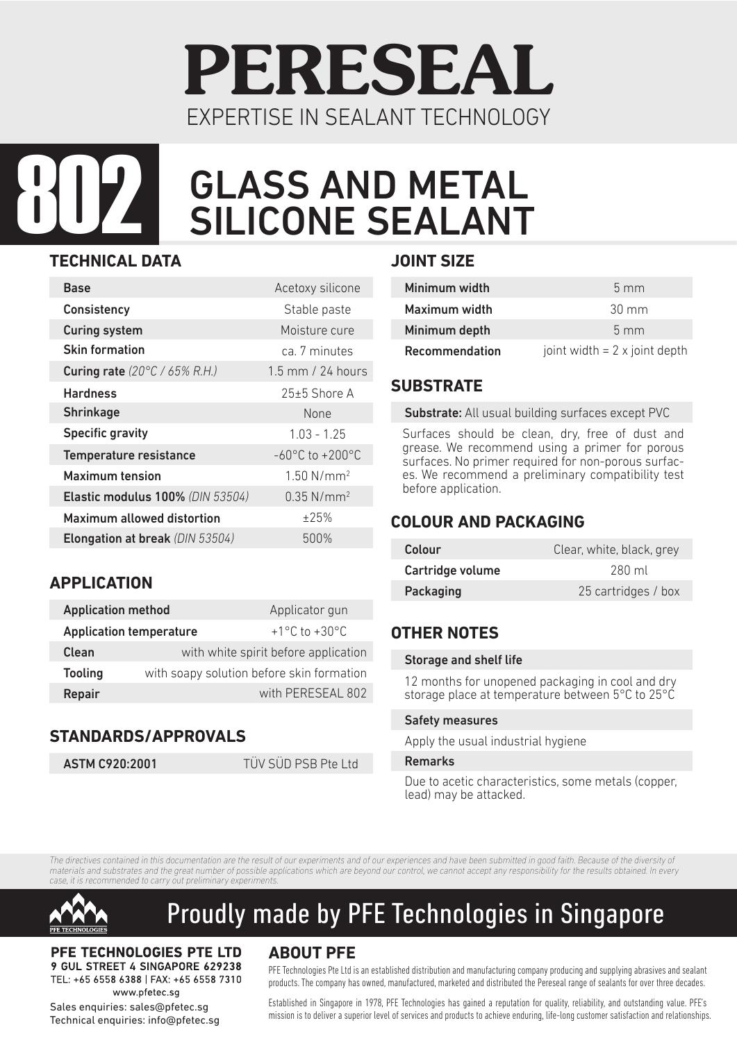# PERESEAL

EXPERTISE IN SEALANT TECHNOLOGY

# 802 GLASS AND METAL SILICONE SEALANT

## TECHNICAL DATA

| | |
|---|---|
| **Base** | Acetoxy silicone |
| **Consistency** | Stable paste |
| **Curing system** | Moisture cure |
| **Skin formation** | ca. 7 minutes |
| **Curing rate** *(20°C / 65% R.H.)* | 1.5 mm / 24 hours |
| **Hardness** | 25±5 Shore A |
| **Shrinkage** | None |
| **Specific gravity** | 1.03 - 1.25 |
| **Temperature resistance** | -60°C to +200°C |
| **Maximum tension** | 1.50 N/mm$^2$ |
| **Elastic modulus 100%** *(DIN 53504)* | 0.35 N/mm$^2$ |
| **Maximum allowed distortion** | ±25% |
| **Elongation at break** *(DIN 53504)* | 500% |

## APPLICATION

| | |
|---|---|
| **Application method** | Applicator gun |
| **Application temperature** | +1°C to +30°C |
| **Clean** | with white spirit before application |
| **Tooling** | with soapy solution before skin formation |
| **Repair** | with PERESEAL 802 |

## STANDARDS/APPROVALS

| | |
|---|---|
| **ASTM C920:2001** | TÜV SÜD PSB Pte Ltd |

## JOINT SIZE

| | |
|---|---|
| **Minimum width** | 5 mm |
| **Maximum width** | 30 mm |
| **Minimum depth** | 5 mm |
| **Recommendation** | joint width = 2 x joint depth |

## SUBSTRATE

**Substrate:** All usual building surfaces except PVC

Surfaces should be clean, dry, free of dust and grease. We recommend using a primer for porous surfaces. No primer required for non-porous surfaces. We recommend a preliminary compatibility test before application.

## COLOUR AND PACKAGING

| | |
|---|---|
| **Colour** | Clear, white, black, grey |
| **Cartridge volume** | 280 ml |
| **Packaging** | 25 cartridges / box |

## OTHER NOTES

**Storage and shelf life**

12 months for unopened packaging in cool and dry storage place at temperature between 5°C to 25°C

**Safety measures**

Apply the usual industrial hygiene

**Remarks**

Due to acetic characteristics, some metals (copper, lead) may be attacked.

*The directives contained in this documentation are the result of our experiments and of our experiences and have been submitted in good faith. Because of the diversity of materials and substrates and the great number of possible applications which are beyond our control, we cannot accept any responsibility for the results obtained. In every case, it is recommended to carry out preliminary experiments.*

## Proudly made by PFE Technologies in Singapore

**PFE TECHNOLOGIES PTE LTD**
**9 GUL STREET 4 SINGAPORE 629238**
TEL: +65 6558 6388 | FAX: +65 6558 7310
www.pfetec.sg
Sales enquiries: sales@pfetec.sg
Technical enquiries: info@pfetec.sg

## ABOUT PFE

PFE Technologies Pte Ltd is an established distribution and manufacturing company producing and supplying abrasives and sealant products. The company has owned, manufactured, marketed and distributed the Pereseal range of sealants for over three decades.

Established in Singapore in 1978, PFE Technologies has gained a reputation for quality, reliability, and outstanding value. PFE's mission is to deliver a superior level of services and products to achieve enduring, life-long customer satisfaction and relationships.